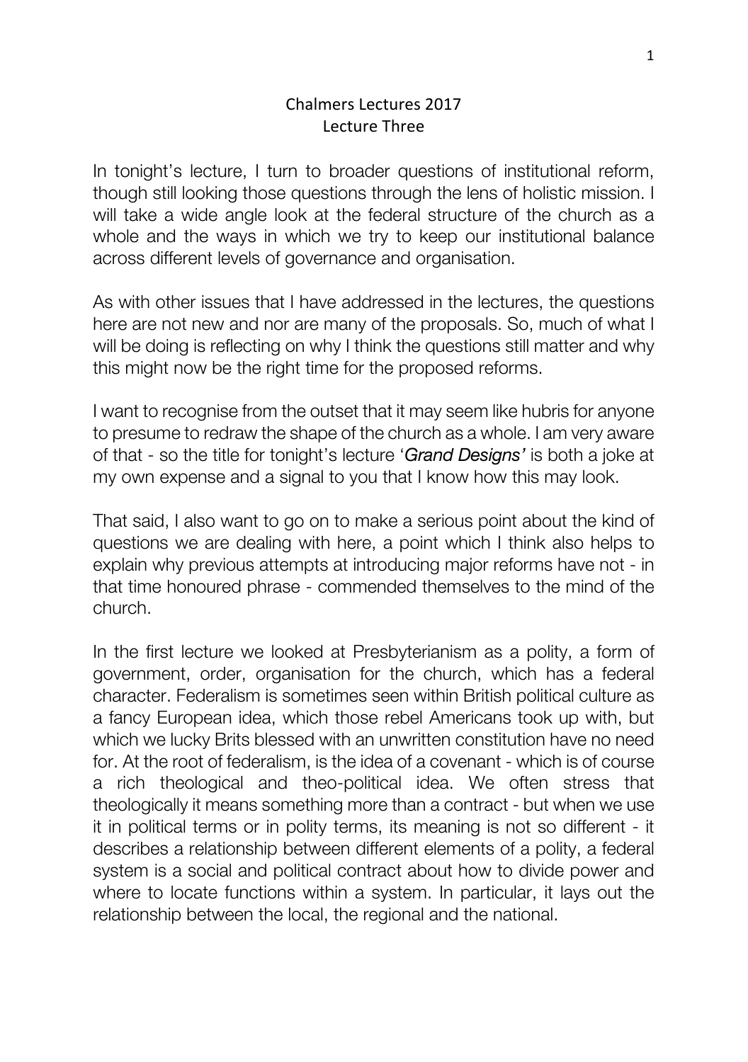# Chalmers Lectures 2017
## Lecture Three

In tonight's lecture, I turn to broader questions of institutional reform, though still looking those questions through the lens of holistic mission. I will take a wide angle look at the federal structure of the church as a whole and the ways in which we try to keep our institutional balance across different levels of governance and organisation.

As with other issues that I have addressed in the lectures, the questions here are not new and nor are many of the proposals. So, much of what I will be doing is reflecting on why I think the questions still matter and why this might now be the right time for the proposed reforms.

I want to recognise from the outset that it may seem like hubris for anyone to presume to redraw the shape of the church as a whole. I am very aware of that - so the title for tonight's lecture '***Grand Designs'*** is both a joke at my own expense and a signal to you that I know how this may look.

That said, I also want to go on to make a serious point about the kind of questions we are dealing with here, a point which I think also helps to explain why previous attempts at introducing major reforms have not - in that time honoured phrase - commended themselves to the mind of the church.

In the first lecture we looked at Presbyterianism as a polity, a form of government, order, organisation for the church, which has a federal character. Federalism is sometimes seen within British political culture as a fancy European idea, which those rebel Americans took up with, but which we lucky Brits blessed with an unwritten constitution have no need for. At the root of federalism, is the idea of a covenant - which is of course a rich theological and theo-political idea. We often stress that theologically it means something more than a contract - but when we use it in political terms or in polity terms, its meaning is not so different - it describes a relationship between different elements of a polity, a federal system is a social and political contract about how to divide power and where to locate functions within a system. In particular, it lays out the relationship between the local, the regional and the national.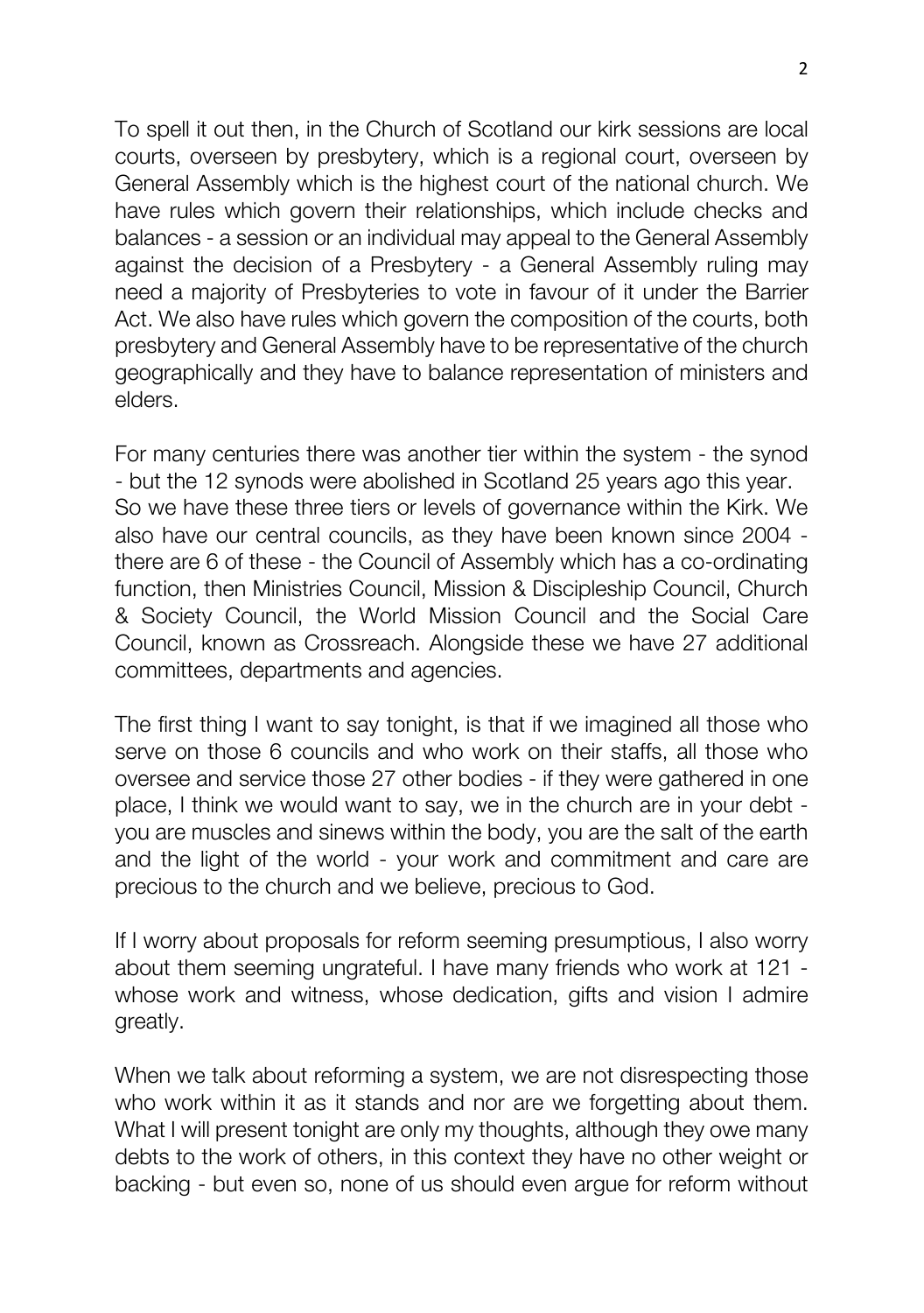To spell it out then, in the Church of Scotland our kirk sessions are local courts, overseen by presbytery, which is a regional court, overseen by General Assembly which is the highest court of the national church. We have rules which govern their relationships, which include checks and balances - a session or an individual may appeal to the General Assembly against the decision of a Presbytery - a General Assembly ruling may need a majority of Presbyteries to vote in favour of it under the Barrier Act. We also have rules which govern the composition of the courts, both presbytery and General Assembly have to be representative of the church geographically and they have to balance representation of ministers and elders.

For many centuries there was another tier within the system - the synod - but the 12 synods were abolished in Scotland 25 years ago this year. So we have these three tiers or levels of governance within the Kirk. We also have our central councils, as they have been known since 2004 - there are 6 of these - the Council of Assembly which has a co-ordinating function, then Ministries Council, Mission & Discipleship Council, Church & Society Council, the World Mission Council and the Social Care Council, known as Crossreach. Alongside these we have 27 additional committees, departments and agencies.

The first thing I want to say tonight, is that if we imagined all those who serve on those 6 councils and who work on their staffs, all those who oversee and service those 27 other bodies - if they were gathered in one place, I think we would want to say, we in the church are in your debt - you are muscles and sinews within the body, you are the salt of the earth and the light of the world - your work and commitment and care are precious to the church and we believe, precious to God.

If I worry about proposals for reform seeming presumptious, I also worry about them seeming ungrateful. I have many friends who work at 121 - whose work and witness, whose dedication, gifts and vision I admire greatly.

When we talk about reforming a system, we are not disrespecting those who work within it as it stands and nor are we forgetting about them. What I will present tonight are only my thoughts, although they owe many debts to the work of others, in this context they have no other weight or backing - but even so, none of us should even argue for reform without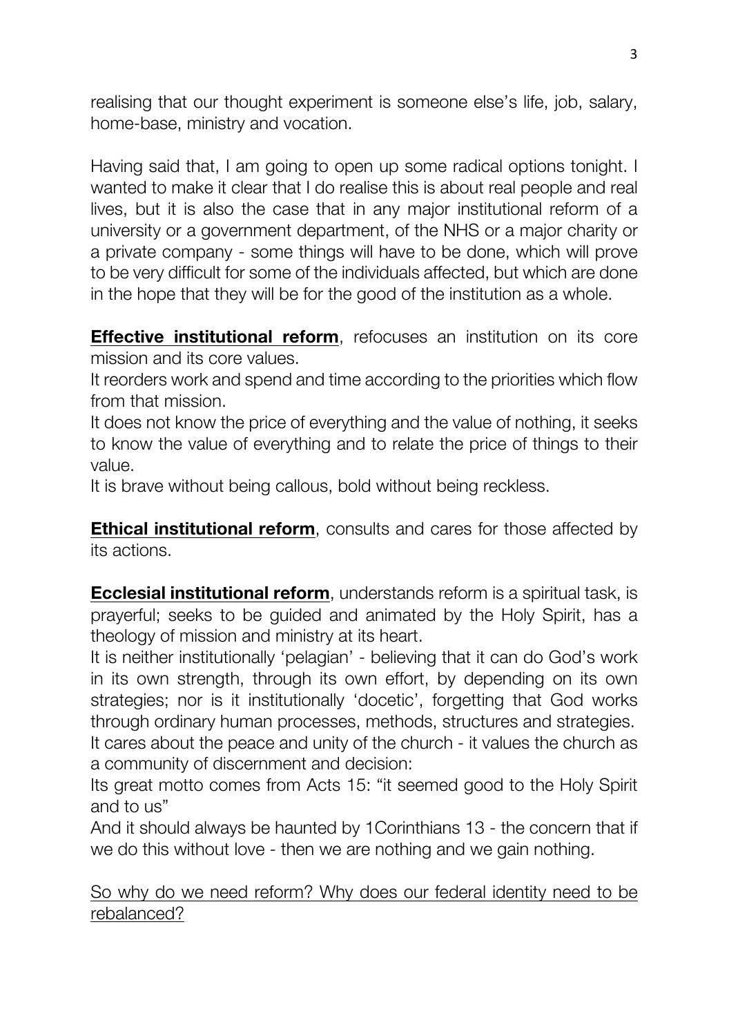realising that our thought experiment is someone else's life, job, salary, home-base, ministry and vocation.

Having said that, I am going to open up some radical options tonight. I wanted to make it clear that I do realise this is about real people and real lives, but it is also the case that in any major institutional reform of a university or a government department, of the NHS or a major charity or a private company - some things will have to be done, which will prove to be very difficult for some of the individuals affected, but which are done in the hope that they will be for the good of the institution as a whole.

<u>**Effective institutional reform**</u>, refocuses an institution on its core mission and its core values.
It reorders work and spend and time according to the priorities which flow from that mission.
It does not know the price of everything and the value of nothing, it seeks to know the value of everything and to relate the price of things to their value.
It is brave without being callous, bold without being reckless.

<u>**Ethical institutional reform**</u>, consults and cares for those affected by its actions.

<u>**Ecclesial institutional reform**</u>, understands reform is a spiritual task, is prayerful; seeks to be guided and animated by the Holy Spirit, has a theology of mission and ministry at its heart.
It is neither institutionally 'pelagian' - believing that it can do God's work in its own strength, through its own effort, by depending on its own strategies; nor is it institutionally 'docetic', forgetting that God works through ordinary human processes, methods, structures and strategies.
It cares about the peace and unity of the church - it values the church as a community of discernment and decision:
Its great motto comes from Acts 15: "it seemed good to the Holy Spirit and to us"
And it should always be haunted by 1Corinthians 13 - the concern that if we do this without love - then we are nothing and we gain nothing.

<u>So why do we need reform? Why does our federal identity need to be rebalanced?</u>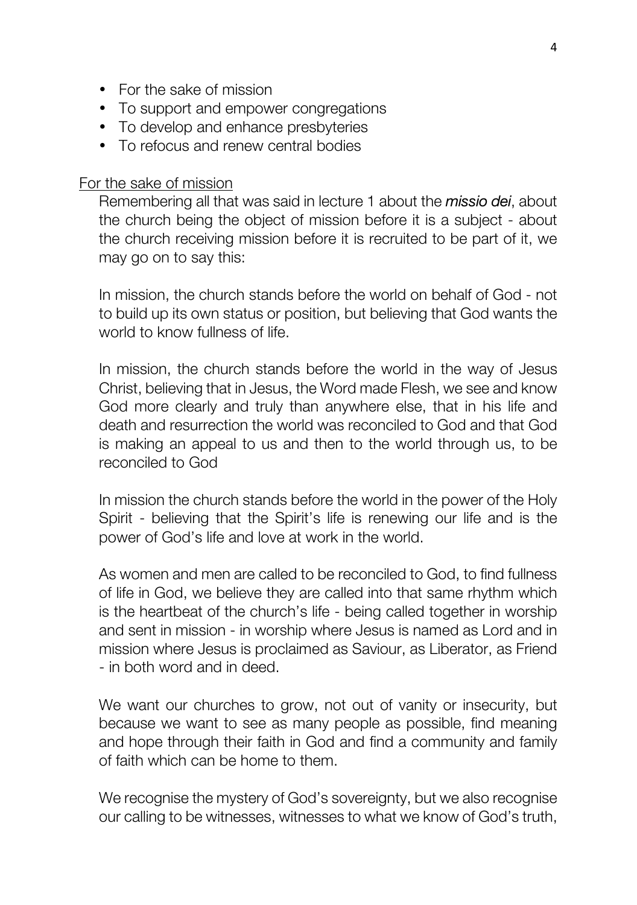- For the sake of mission
- To support and empower congregations
- To develop and enhance presbyteries
- To refocus and renew central bodies

<u>For the sake of mission</u>

Remembering all that was said in lecture 1 about the ***missio dei***, about the church being the object of mission before it is a subject - about the church receiving mission before it is recruited to be part of it, we may go on to say this:

In mission, the church stands before the world on behalf of God - not to build up its own status or position, but believing that God wants the world to know fullness of life.

In mission, the church stands before the world in the way of Jesus Christ, believing that in Jesus, the Word made Flesh, we see and know God more clearly and truly than anywhere else, that in his life and death and resurrection the world was reconciled to God and that God is making an appeal to us and then to the world through us, to be reconciled to God

In mission the church stands before the world in the power of the Holy Spirit - believing that the Spirit's life is renewing our life and is the power of God's life and love at work in the world.

As women and men are called to be reconciled to God, to find fullness of life in God, we believe they are called into that same rhythm which is the heartbeat of the church's life - being called together in worship and sent in mission - in worship where Jesus is named as Lord and in mission where Jesus is proclaimed as Saviour, as Liberator, as Friend - in both word and in deed.

We want our churches to grow, not out of vanity or insecurity, but because we want to see as many people as possible, find meaning and hope through their faith in God and find a community and family of faith which can be home to them.

We recognise the mystery of God's sovereignty, but we also recognise our calling to be witnesses, witnesses to what we know of God's truth,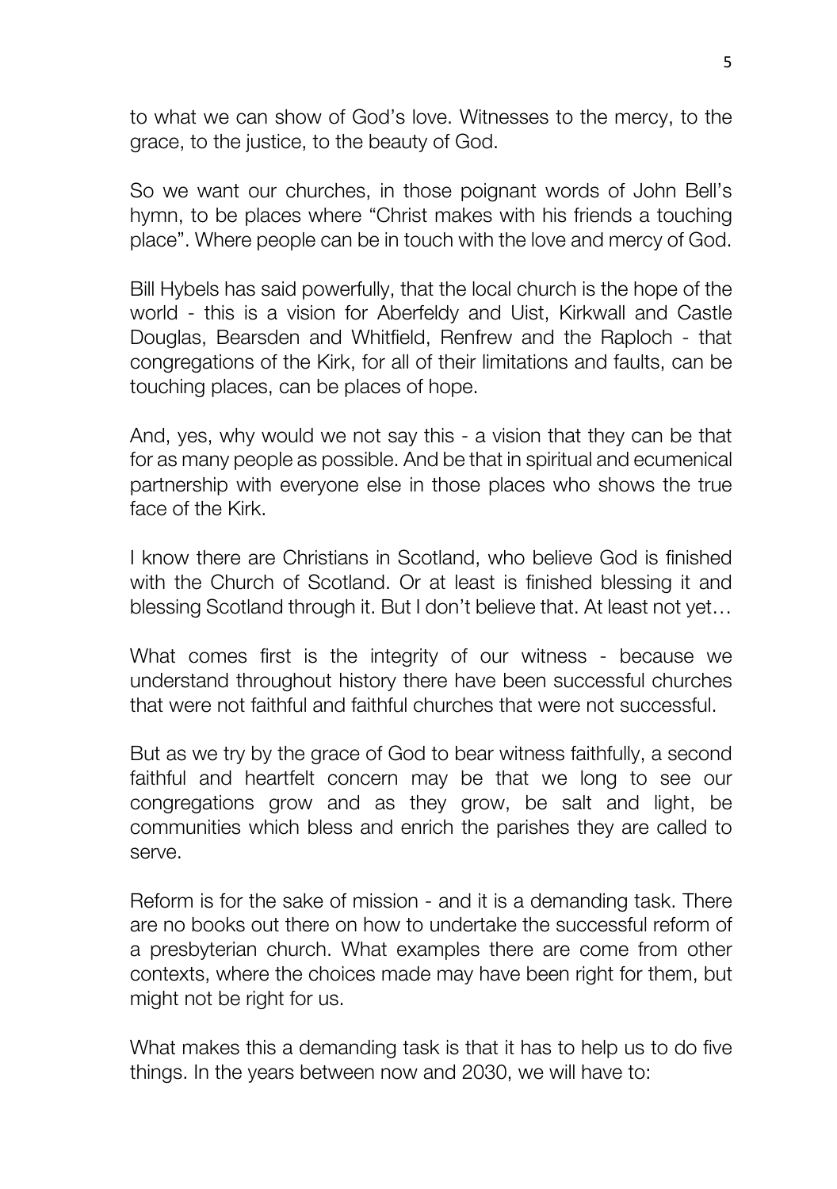to what we can show of God's love. Witnesses to the mercy, to the grace, to the justice, to the beauty of God.

So we want our churches, in those poignant words of John Bell's hymn, to be places where "Christ makes with his friends a touching place". Where people can be in touch with the love and mercy of God.

Bill Hybels has said powerfully, that the local church is the hope of the world - this is a vision for Aberfeldy and Uist, Kirkwall and Castle Douglas, Bearsden and Whitfield, Renfrew and the Raploch - that congregations of the Kirk, for all of their limitations and faults, can be touching places, can be places of hope.

And, yes, why would we not say this - a vision that they can be that for as many people as possible. And be that in spiritual and ecumenical partnership with everyone else in those places who shows the true face of the Kirk.

I know there are Christians in Scotland, who believe God is finished with the Church of Scotland. Or at least is finished blessing it and blessing Scotland through it. But I don't believe that. At least not yet…

What comes first is the integrity of our witness - because we understand throughout history there have been successful churches that were not faithful and faithful churches that were not successful.

But as we try by the grace of God to bear witness faithfully, a second faithful and heartfelt concern may be that we long to see our congregations grow and as they grow, be salt and light, be communities which bless and enrich the parishes they are called to serve.

Reform is for the sake of mission - and it is a demanding task. There are no books out there on how to undertake the successful reform of a presbyterian church. What examples there are come from other contexts, where the choices made may have been right for them, but might not be right for us.

What makes this a demanding task is that it has to help us to do five things. In the years between now and 2030, we will have to: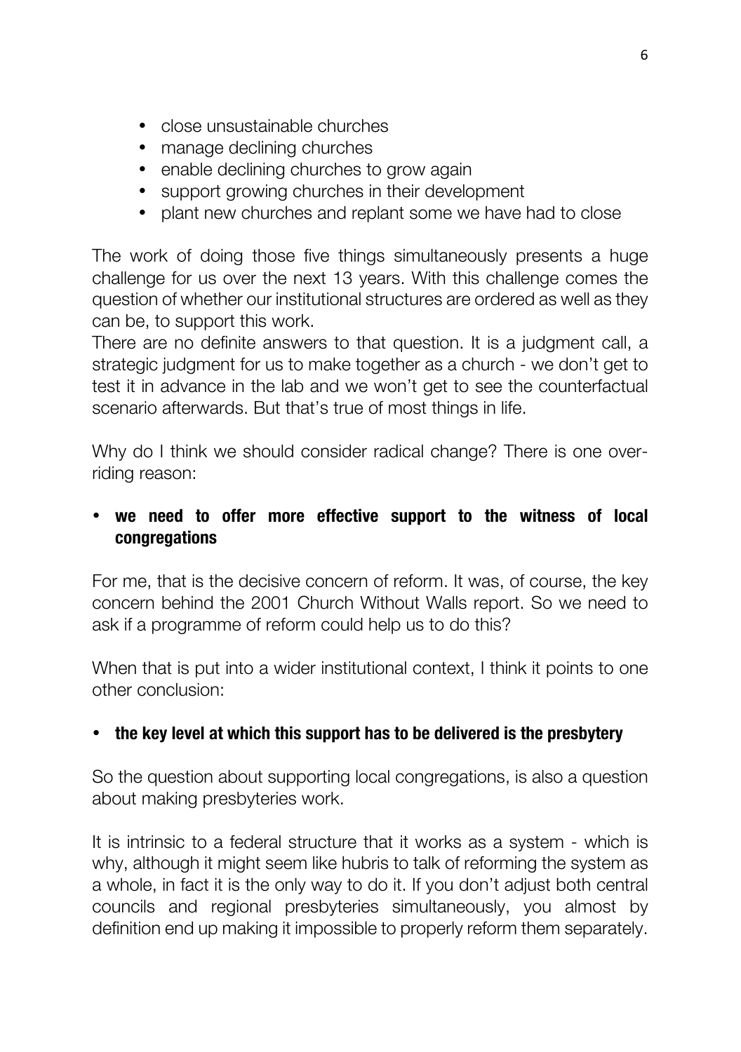- close unsustainable churches
- manage declining churches
- enable declining churches to grow again
- support growing churches in their development
- plant new churches and replant some we have had to close

The work of doing those five things simultaneously presents a huge challenge for us over the next 13 years. With this challenge comes the question of whether our institutional structures are ordered as well as they can be, to support this work.
There are no definite answers to that question. It is a judgment call, a strategic judgment for us to make together as a church - we don't get to test it in advance in the lab and we won't get to see the counterfactual scenario afterwards. But that's true of most things in life.

Why do I think we should consider radical change? There is one over-riding reason:

- **we need to offer more effective support to the witness of local congregations**

For me, that is the decisive concern of reform. It was, of course, the key concern behind the 2001 Church Without Walls report. So we need to ask if a programme of reform could help us to do this?

When that is put into a wider institutional context, I think it points to one other conclusion:

- **the key level at which this support has to be delivered is the presbytery**

So the question about supporting local congregations, is also a question about making presbyteries work.

It is intrinsic to a federal structure that it works as a system - which is why, although it might seem like hubris to talk of reforming the system as a whole, in fact it is the only way to do it. If you don't adjust both central councils and regional presbyteries simultaneously, you almost by definition end up making it impossible to properly reform them separately.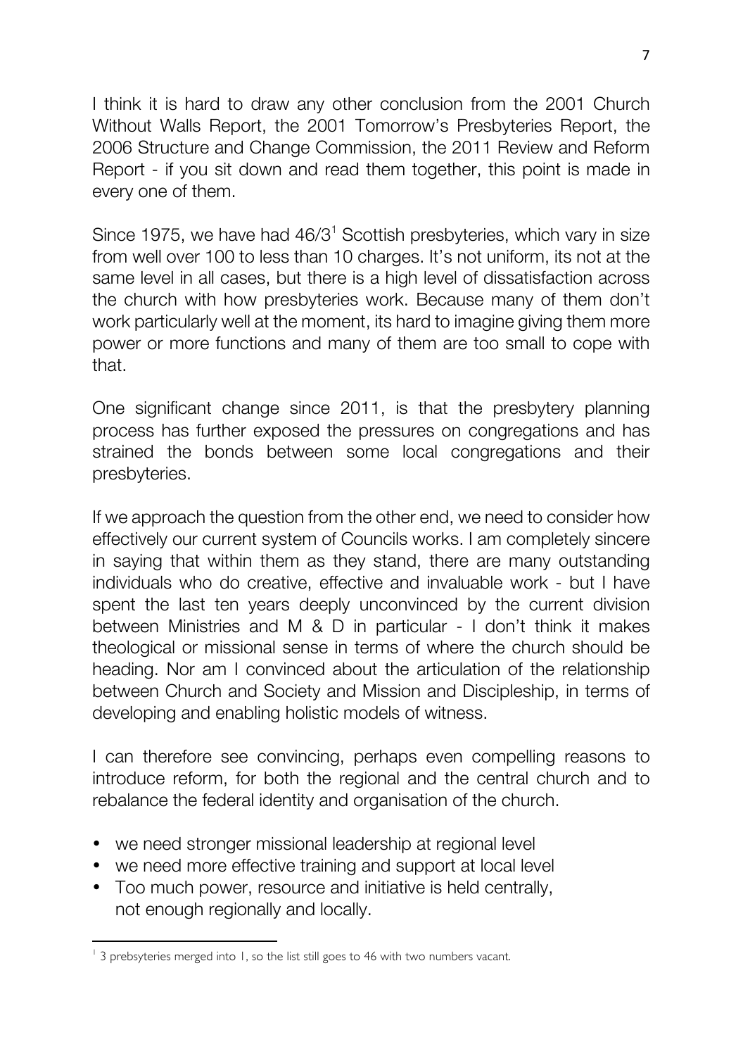I think it is hard to draw any other conclusion from the 2001 Church Without Walls Report, the 2001 Tomorrow's Presbyteries Report, the 2006 Structure and Change Commission, the 2011 Review and Reform Report - if you sit down and read them together, this point is made in every one of them.

Since 1975, we have had 46/3[1] Scottish presbyteries, which vary in size from well over 100 to less than 10 charges. It's not uniform, its not at the same level in all cases, but there is a high level of dissatisfaction across the church with how presbyteries work. Because many of them don't work particularly well at the moment, its hard to imagine giving them more power or more functions and many of them are too small to cope with that.

One significant change since 2011, is that the presbytery planning process has further exposed the pressures on congregations and has strained the bonds between some local congregations and their presbyteries.

If we approach the question from the other end, we need to consider how effectively our current system of Councils works. I am completely sincere in saying that within them as they stand, there are many outstanding individuals who do creative, effective and invaluable work - but I have spent the last ten years deeply unconvinced by the current division between Ministries and M & D in particular - I don't think it makes theological or missional sense in terms of where the church should be heading. Nor am I convinced about the articulation of the relationship between Church and Society and Mission and Discipleship, in terms of developing and enabling holistic models of witness.

I can therefore see convincing, perhaps even compelling reasons to introduce reform, for both the regional and the central church and to rebalance the federal identity and organisation of the church.

- we need stronger missional leadership at regional level
- we need more effective training and support at local level
- Too much power, resource and initiative is held centrally, not enough regionally and locally.

[1] 3 prebsyteries merged into 1, so the list still goes to 46 with two numbers vacant.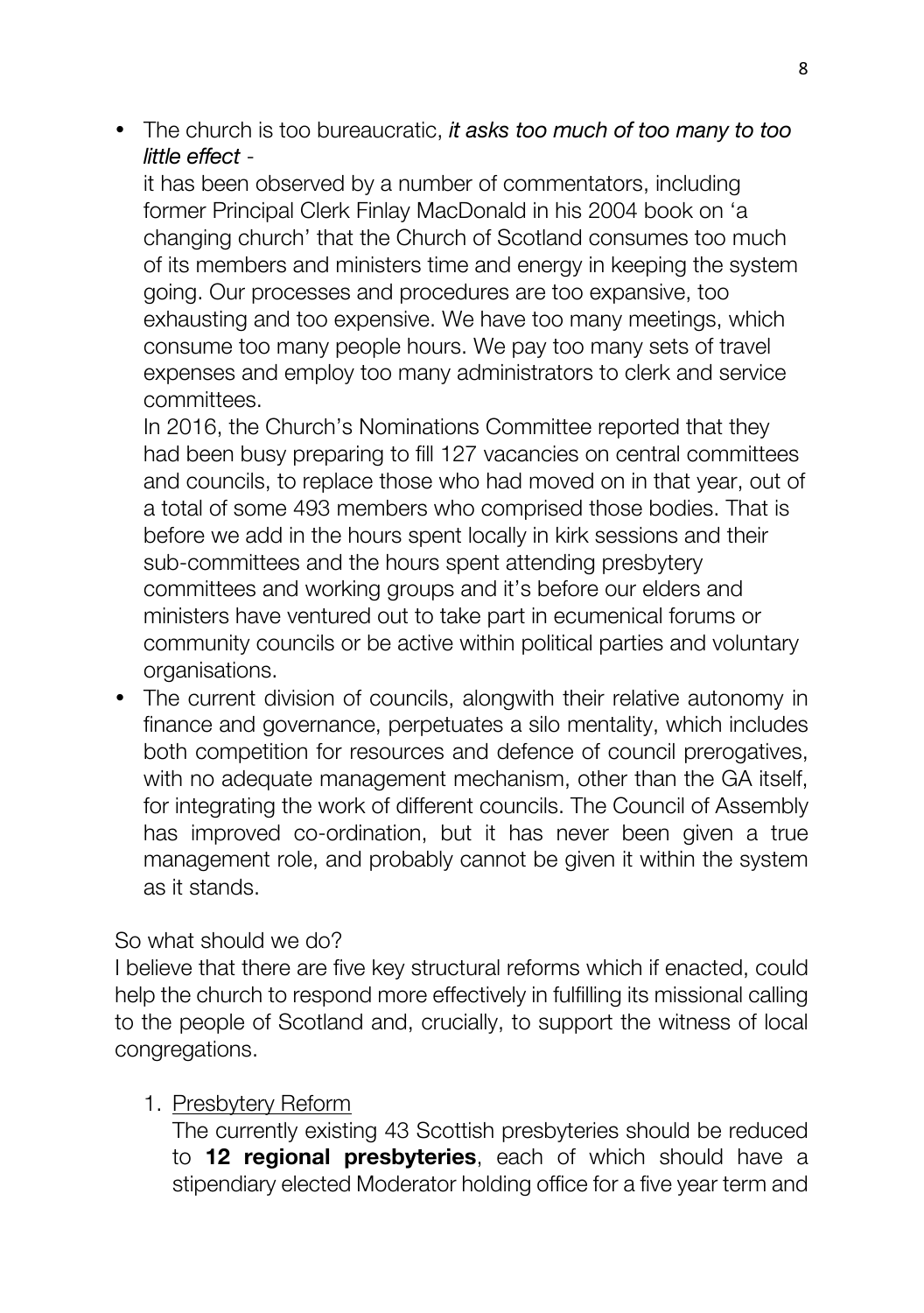- The church is too bureaucratic, *it asks too much of too many to too little effect* -

  it has been observed by a number of commentators, including former Principal Clerk Finlay MacDonald in his 2004 book on 'a changing church' that the Church of Scotland consumes too much of its members and ministers time and energy in keeping the system going. Our processes and procedures are too expansive, too exhausting and too expensive. We have too many meetings, which consume too many people hours. We pay too many sets of travel expenses and employ too many administrators to clerk and service committees.

  In 2016, the Church's Nominations Committee reported that they had been busy preparing to fill 127 vacancies on central committees and councils, to replace those who had moved on in that year, out of a total of some 493 members who comprised those bodies. That is before we add in the hours spent locally in kirk sessions and their sub-committees and the hours spent attending presbytery committees and working groups and it's before our elders and ministers have ventured out to take part in ecumenical forums or community councils or be active within political parties and voluntary organisations.

- The current division of councils, alongwith their relative autonomy in finance and governance, perpetuates a silo mentality, which includes both competition for resources and defence of council prerogatives, with no adequate management mechanism, other than the GA itself, for integrating the work of different councils. The Council of Assembly has improved co-ordination, but it has never been given a true management role, and probably cannot be given it within the system as it stands.

So what should we do?

I believe that there are five key structural reforms which if enacted, could help the church to respond more effectively in fulfilling its missional calling to the people of Scotland and, crucially, to support the witness of local congregations.

1. Presbytery Reform

   The currently existing 43 Scottish presbyteries should be reduced to **12 regional presbyteries**, each of which should have a stipendiary elected Moderator holding office for a five year term and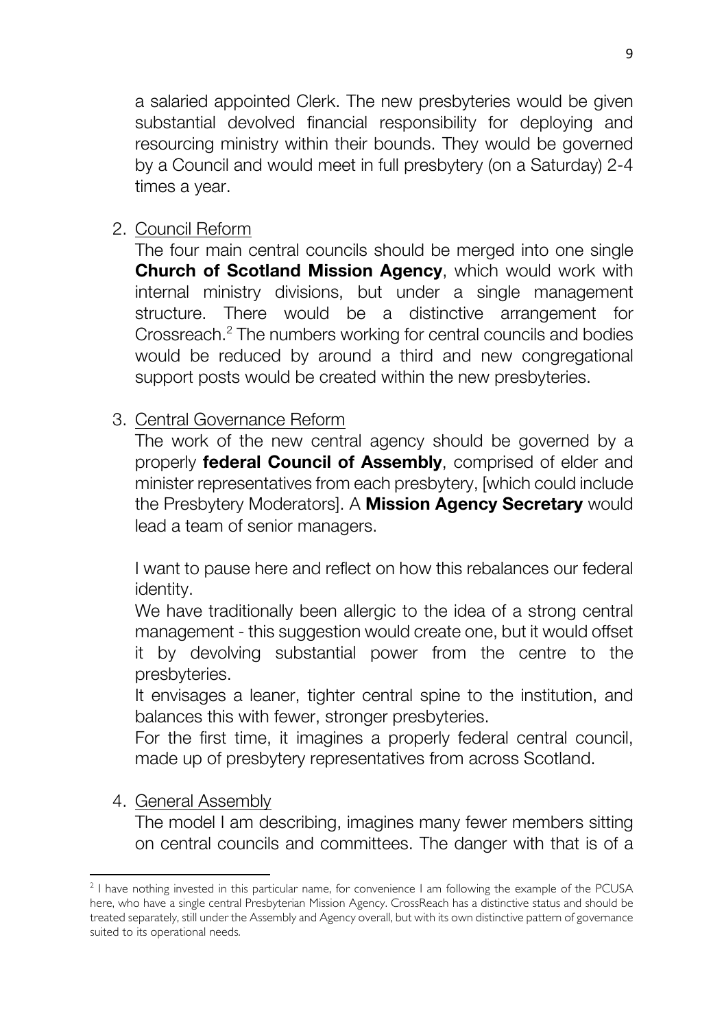a salaried appointed Clerk. The new presbyteries would be given substantial devolved financial responsibility for deploying and resourcing ministry within their bounds. They would be governed by a Council and would meet in full presbytery (on a Saturday) 2-4 times a year.

2. <u>Council Reform</u>

   The four main central councils should be merged into one single **Church of Scotland Mission Agency**, which would work with internal ministry divisions, but under a single management structure. There would be a distinctive arrangement for Crossreach.[2] The numbers working for central councils and bodies would be reduced by around a third and new congregational support posts would be created within the new presbyteries.

3. <u>Central Governance Reform</u>

   The work of the new central agency should be governed by a properly **federal Council of Assembly**, comprised of elder and minister representatives from each presbytery, [which could include the Presbytery Moderators]. A **Mission Agency Secretary** would lead a team of senior managers.

   I want to pause here and reflect on how this rebalances our federal identity.

   We have traditionally been allergic to the idea of a strong central management - this suggestion would create one, but it would offset it by devolving substantial power from the centre to the presbyteries.

   It envisages a leaner, tighter central spine to the institution, and balances this with fewer, stronger presbyteries.

   For the first time, it imagines a properly federal central council, made up of presbytery representatives from across Scotland.

4. <u>General Assembly</u>

   The model I am describing, imagines many fewer members sitting on central councils and committees. The danger with that is of a

---

[2] I have nothing invested in this particular name, for convenience I am following the example of the PCUSA here, who have a single central Presbyterian Mission Agency. CrossReach has a distinctive status and should be treated separately, still under the Assembly and Agency overall, but with its own distinctive pattern of governance suited to its operational needs.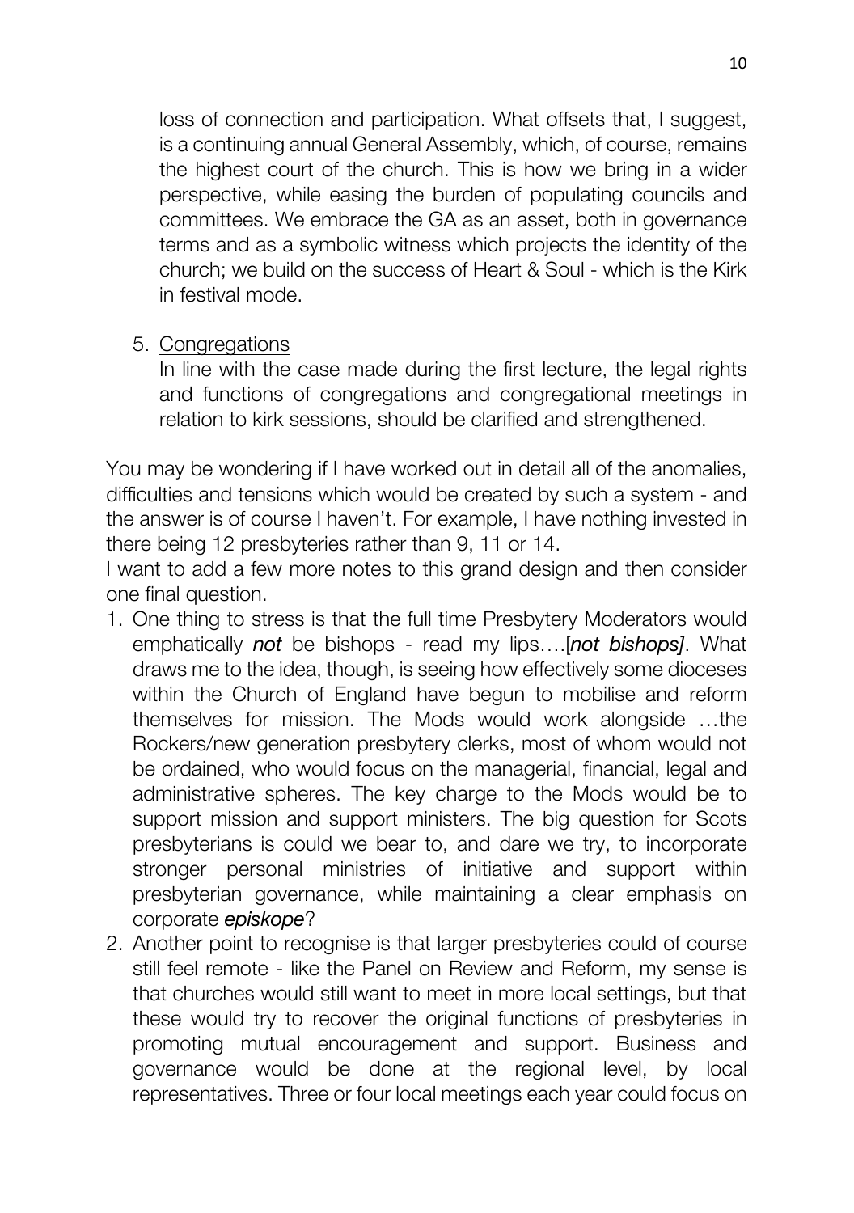loss of connection and participation. What offsets that, I suggest, is a continuing annual General Assembly, which, of course, remains the highest court of the church. This is how we bring in a wider perspective, while easing the burden of populating councils and committees. We embrace the GA as an asset, both in governance terms and as a symbolic witness which projects the identity of the church; we build on the success of Heart & Soul - which is the Kirk in festival mode.

5. <u>Congregations</u>
   In line with the case made during the first lecture, the legal rights and functions of congregations and congregational meetings in relation to kirk sessions, should be clarified and strengthened.

You may be wondering if I have worked out in detail all of the anomalies, difficulties and tensions which would be created by such a system - and the answer is of course I haven't. For example, I have nothing invested in there being 12 presbyteries rather than 9, 11 or 14.

I want to add a few more notes to this grand design and then consider one final question.

1. One thing to stress is that the full time Presbytery Moderators would emphatically ***not*** be bishops - read my lips….[*not bishops]*. What draws me to the idea, though, is seeing how effectively some dioceses within the Church of England have begun to mobilise and reform themselves for mission. The Mods would work alongside …the Rockers/new generation presbytery clerks, most of whom would not be ordained, who would focus on the managerial, financial, legal and administrative spheres. The key charge to the Mods would be to support mission and support ministers. The big question for Scots presbyterians is could we bear to, and dare we try, to incorporate stronger personal ministries of initiative and support within presbyterian governance, while maintaining a clear emphasis on corporate ***episkope***?
2. Another point to recognise is that larger presbyteries could of course still feel remote - like the Panel on Review and Reform, my sense is that churches would still want to meet in more local settings, but that these would try to recover the original functions of presbyteries in promoting mutual encouragement and support. Business and governance would be done at the regional level, by local representatives. Three or four local meetings each year could focus on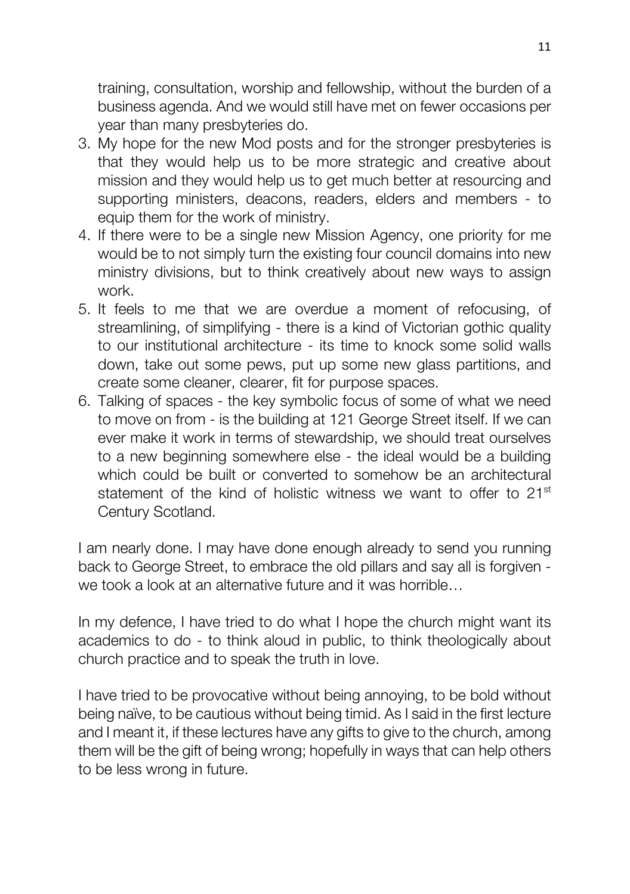training, consultation, worship and fellowship, without the burden of a business agenda. And we would still have met on fewer occasions per year than many presbyteries do.

3. My hope for the new Mod posts and for the stronger presbyteries is that they would help us to be more strategic and creative about mission and they would help us to get much better at resourcing and supporting ministers, deacons, readers, elders and members - to equip them for the work of ministry.
4. If there were to be a single new Mission Agency, one priority for me would be to not simply turn the existing four council domains into new ministry divisions, but to think creatively about new ways to assign work.
5. It feels to me that we are overdue a moment of refocusing, of streamlining, of simplifying - there is a kind of Victorian gothic quality to our institutional architecture - its time to knock some solid walls down, take out some pews, put up some new glass partitions, and create some cleaner, clearer, fit for purpose spaces.
6. Talking of spaces - the key symbolic focus of some of what we need to move on from - is the building at 121 George Street itself. If we can ever make it work in terms of stewardship, we should treat ourselves to a new beginning somewhere else - the ideal would be a building which could be built or converted to somehow be an architectural statement of the kind of holistic witness we want to offer to 21st Century Scotland.

I am nearly done. I may have done enough already to send you running back to George Street, to embrace the old pillars and say all is forgiven - we took a look at an alternative future and it was horrible…

In my defence, I have tried to do what I hope the church might want its academics to do - to think aloud in public, to think theologically about church practice and to speak the truth in love.

I have tried to be provocative without being annoying, to be bold without being naïve, to be cautious without being timid. As I said in the first lecture and I meant it, if these lectures have any gifts to give to the church, among them will be the gift of being wrong; hopefully in ways that can help others to be less wrong in future.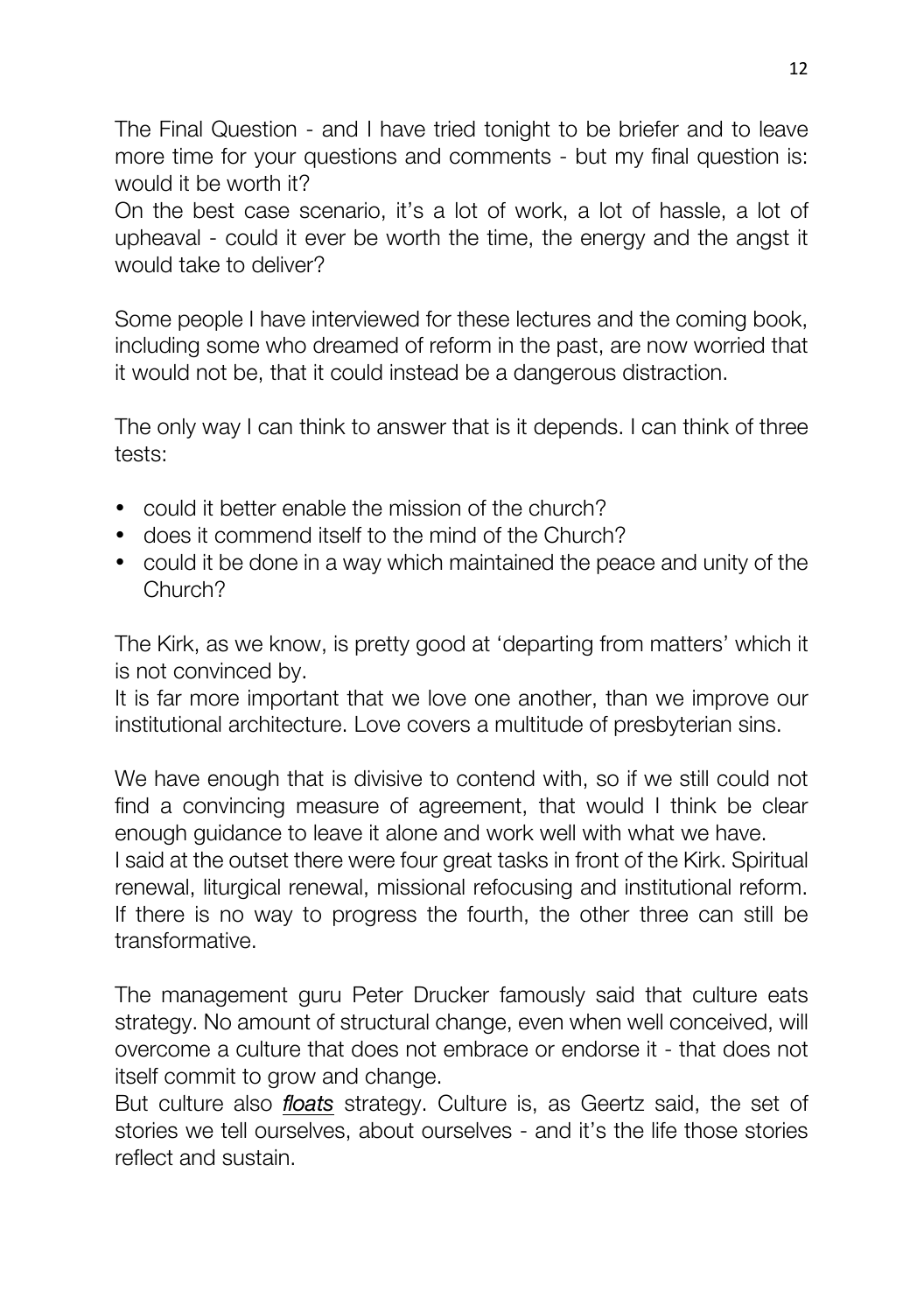The Final Question - and I have tried tonight to be briefer and to leave more time for your questions and comments - but my final question is: would it be worth it?

On the best case scenario, it's a lot of work, a lot of hassle, a lot of upheaval - could it ever be worth the time, the energy and the angst it would take to deliver?

Some people I have interviewed for these lectures and the coming book, including some who dreamed of reform in the past, are now worried that it would not be, that it could instead be a dangerous distraction.

The only way I can think to answer that is it depends. I can think of three tests:

- could it better enable the mission of the church?
- does it commend itself to the mind of the Church?
- could it be done in a way which maintained the peace and unity of the Church?

The Kirk, as we know, is pretty good at 'departing from matters' which it is not convinced by.

It is far more important that we love one another, than we improve our institutional architecture. Love covers a multitude of presbyterian sins.

We have enough that is divisive to contend with, so if we still could not find a convincing measure of agreement, that would I think be clear enough guidance to leave it alone and work well with what we have.

I said at the outset there were four great tasks in front of the Kirk. Spiritual renewal, liturgical renewal, missional refocusing and institutional reform. If there is no way to progress the fourth, the other three can still be transformative.

The management guru Peter Drucker famously said that culture eats strategy. No amount of structural change, even when well conceived, will overcome a culture that does not embrace or endorse it - that does not itself commit to grow and change.

But culture also ***floats*** strategy. Culture is, as Geertz said, the set of stories we tell ourselves, about ourselves - and it's the life those stories reflect and sustain.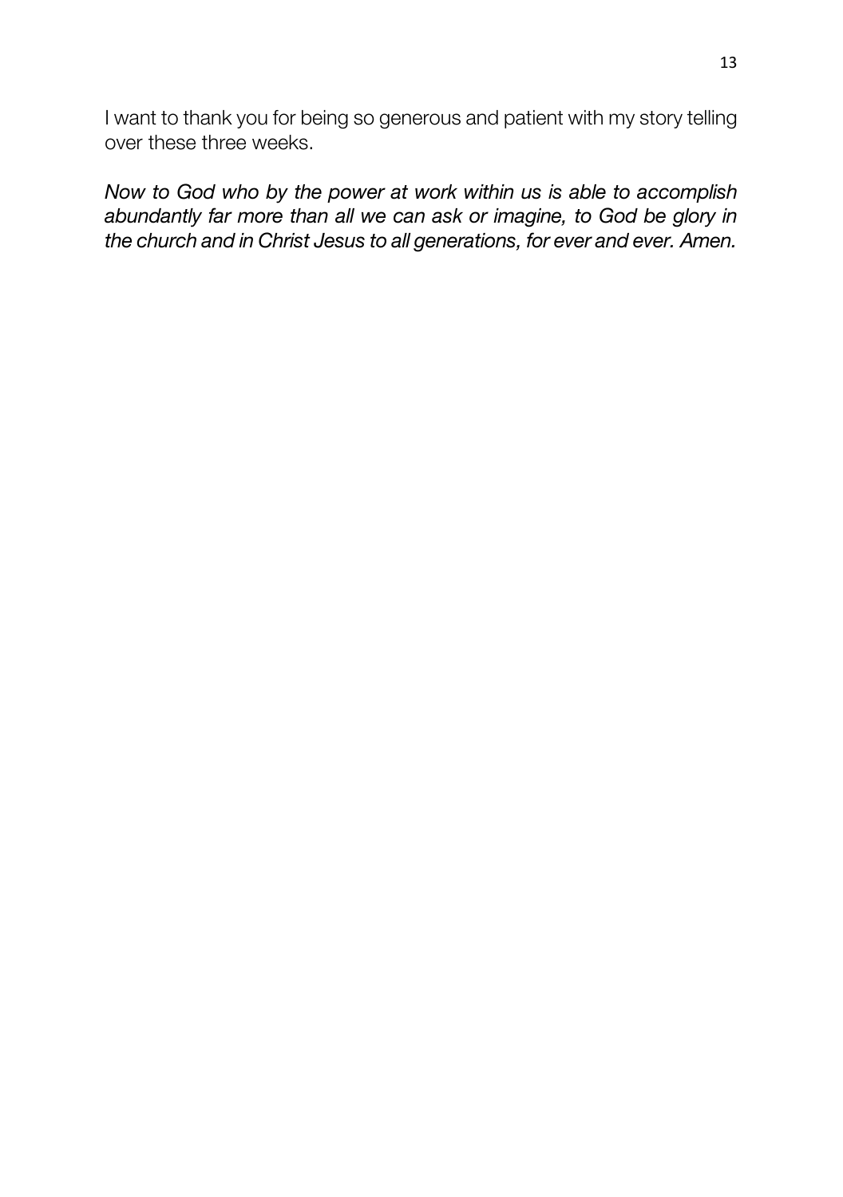I want to thank you for being so generous and patient with my story telling over these three weeks.

*Now to God who by the power at work within us is able to accomplish abundantly far more than all we can ask or imagine, to God be glory in the church and in Christ Jesus to all generations, for ever and ever. Amen.*